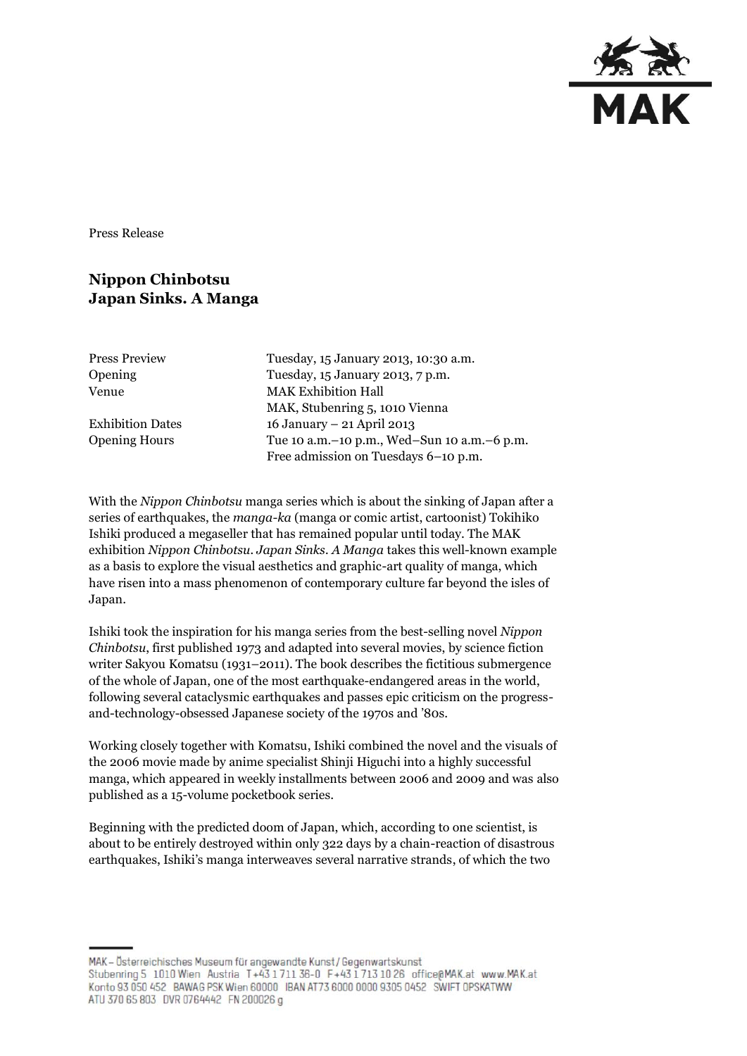Press Release

# Nippon Chinbotsu
# Japan Sinks. A Manga

| | |
|---|---|
| Press Preview | Tuesday, 15 January 2013, 10:30 a.m. |
| Opening | Tuesday, 15 January 2013, 7 p.m. |
| Venue | MAK Exhibition Hall<br>MAK, Stubenring 5, 1010 Vienna |
| Exhibition Dates | 16 January – 21 April 2013 |
| Opening Hours | Tue 10 a.m.–10 p.m., Wed–Sun 10 a.m.–6 p.m.<br>Free admission on Tuesdays 6–10 p.m. |

With the *Nippon Chinbotsu* manga series which is about the sinking of Japan after a series of earthquakes, the *manga-ka* (manga or comic artist, cartoonist) Tokihiko Ishiki produced a megaseller that has remained popular until today. The MAK exhibition *Nippon Chinbotsu. Japan Sinks. A Manga* takes this well-known example as a basis to explore the visual aesthetics and graphic-art quality of manga, which have risen into a mass phenomenon of contemporary culture far beyond the isles of Japan.

Ishiki took the inspiration for his manga series from the best-selling novel *Nippon Chinbotsu*, first published 1973 and adapted into several movies, by science fiction writer Sakyou Komatsu (1931–2011). The book describes the fictitious submergence of the whole of Japan, one of the most earthquake-endangered areas in the world, following several cataclysmic earthquakes and passes epic criticism on the progress-and-technology-obsessed Japanese society of the 1970s and '80s.

Working closely together with Komatsu, Ishiki combined the novel and the visuals of the 2006 movie made by anime specialist Shinji Higuchi into a highly successful manga, which appeared in weekly installments between 2006 and 2009 and was also published as a 15-volume pocketbook series.

Beginning with the predicted doom of Japan, which, according to one scientist, is about to be entirely destroyed within only 322 days by a chain-reaction of disastrous earthquakes, Ishiki's manga interweaves several narrative strands, of which the two

MAK – Österreichisches Museum für angewandte Kunst / Gegenwartskunst
Stubenring 5 1010 Wien Austria T +43 1 711 36-0 F +43 1 713 10 26 office@MAK.at www.MAK.at
Konto 93 050 452 BAWAG PSK Wien 60000 IBAN AT73 6000 0000 9305 0452 SWIFT OPSKATWW
ATU 370 65 803 DVR 0764442 FN 200026 g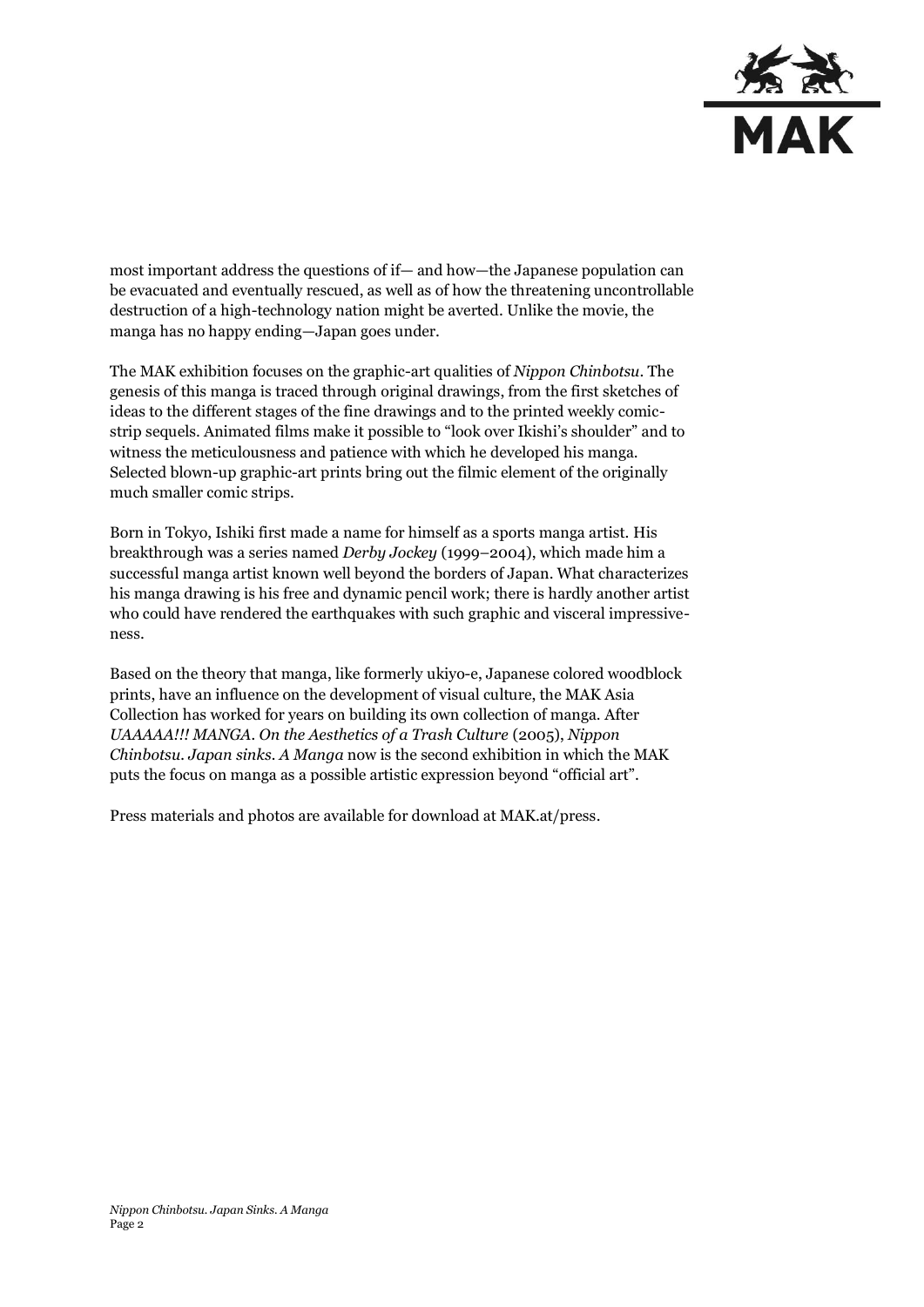most important address the questions of if— and how—the Japanese population can be evacuated and eventually rescued, as well as of how the threatening uncontrollable destruction of a high-technology nation might be averted. Unlike the movie, the manga has no happy ending—Japan goes under.

The MAK exhibition focuses on the graphic-art qualities of *Nippon Chinbotsu*. The genesis of this manga is traced through original drawings, from the first sketches of ideas to the different stages of the fine drawings and to the printed weekly comic-strip sequels. Animated films make it possible to "look over Ikishi's shoulder" and to witness the meticulousness and patience with which he developed his manga. Selected blown-up graphic-art prints bring out the filmic element of the originally much smaller comic strips.

Born in Tokyo, Ishiki first made a name for himself as a sports manga artist. His breakthrough was a series named *Derby Jockey* (1999–2004), which made him a successful manga artist known well beyond the borders of Japan. What characterizes his manga drawing is his free and dynamic pencil work; there is hardly another artist who could have rendered the earthquakes with such graphic and visceral impressiveness.

Based on the theory that manga, like formerly ukiyo-e, Japanese colored woodblock prints, have an influence on the development of visual culture, the MAK Asia Collection has worked for years on building its own collection of manga. After *UAAAAA!!! MANGA. On the Aesthetics of a Trash Culture* (2005), *Nippon Chinbotsu. Japan sinks. A Manga* now is the second exhibition in which the MAK puts the focus on manga as a possible artistic expression beyond "official art".

Press materials and photos are available for download at MAK.at/press.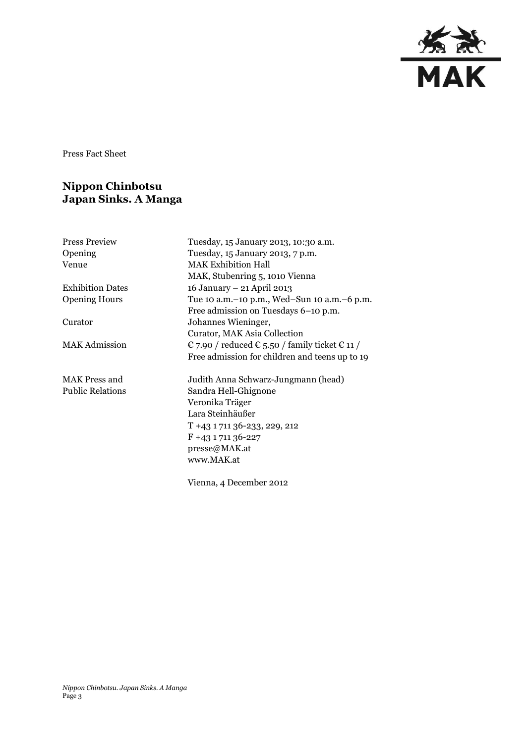Press Fact Sheet

# Nippon Chinbotsu
# Japan Sinks. A Manga

| | |
|---|---|
| Press Preview | Tuesday, 15 January 2013, 10:30 a.m. |
| Opening | Tuesday, 15 January 2013, 7 p.m. |
| Venue | MAK Exhibition Hall<br>MAK, Stubenring 5, 1010 Vienna |
| Exhibition Dates | 16 January – 21 April 2013 |
| Opening Hours | Tue 10 a.m.–10 p.m., Wed–Sun 10 a.m.–6 p.m.<br>Free admission on Tuesdays 6–10 p.m. |
| Curator | Johannes Wieninger,<br>Curator, MAK Asia Collection |
| MAK Admission | € 7.90 / reduced € 5.50 / family ticket € 11 /<br>Free admission for children and teens up to 19 |
| MAK Press and Public Relations | Judith Anna Schwarz-Jungmann (head)<br>Sandra Hell-Ghignone<br>Veronika Träger<br>Lara Steinhäußer<br>T +43 1 711 36-233, 229, 212<br>F +43 1 711 36-227<br>presse@MAK.at<br>www.MAK.at |

Vienna, 4 December 2012